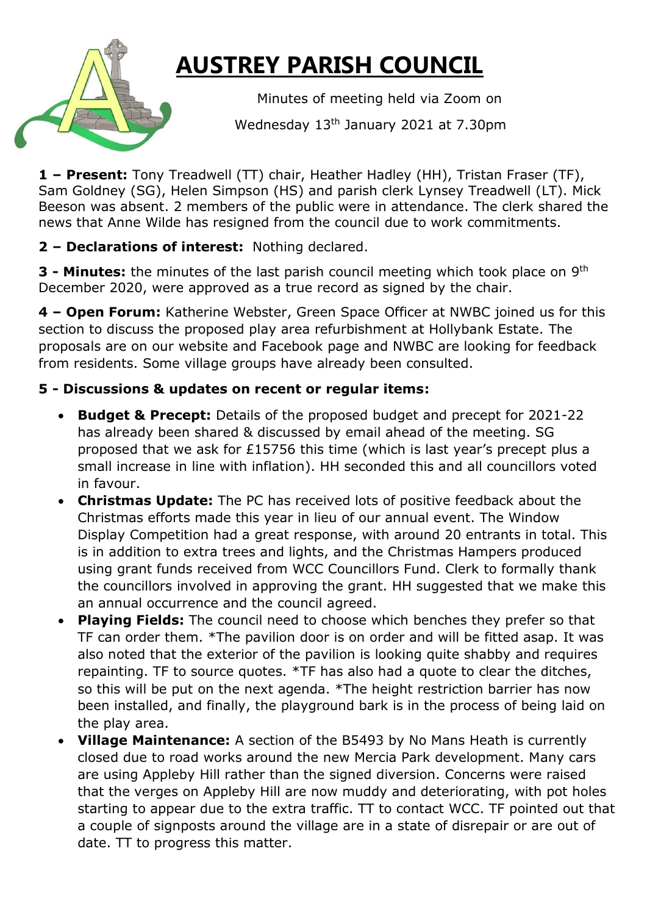# AUSTREY PARISH COUNCIL

Minutes of meeting held via Zoom on

Wednesday 13th January 2021 at 7.30pm

**1 – Present:** Tony Treadwell (TT) chair, Heather Hadley (HH), Tristan Fraser (TF), Sam Goldney (SG), Helen Simpson (HS) and parish clerk Lynsey Treadwell (LT). Mick Beeson was absent. 2 members of the public were in attendance. The clerk shared the news that Anne Wilde has resigned from the council due to work commitments.

**2 – Declarations of interest:** Nothing declared.

**3 - Minutes:** the minutes of the last parish council meeting which took place on 9th December 2020, were approved as a true record as signed by the chair.

**4 – Open Forum:** Katherine Webster, Green Space Officer at NWBC joined us for this section to discuss the proposed play area refurbishment at Hollybank Estate. The proposals are on our website and Facebook page and NWBC are looking for feedback from residents. Some village groups have already been consulted.

**5 - Discussions & updates on recent or regular items:**

- **Budget & Precept:** Details of the proposed budget and precept for 2021-22 has already been shared & discussed by email ahead of the meeting. SG proposed that we ask for £15756 this time (which is last year's precept plus a small increase in line with inflation). HH seconded this and all councillors voted in favour.
- **Christmas Update:** The PC has received lots of positive feedback about the Christmas efforts made this year in lieu of our annual event. The Window Display Competition had a great response, with around 20 entrants in total. This is in addition to extra trees and lights, and the Christmas Hampers produced using grant funds received from WCC Councillors Fund. Clerk to formally thank the councillors involved in approving the grant. HH suggested that we make this an annual occurrence and the council agreed.
- **Playing Fields:** The council need to choose which benches they prefer so that TF can order them. *The pavilion door is on order and will be fitted asap. It was also noted that the exterior of the pavilion is looking quite shabby and requires repainting. TF to source quotes. *TF has also had a quote to clear the ditches, so this will be put on the next agenda. *The height restriction barrier has now been installed, and finally, the playground bark is in the process of being laid on the play area.
- **Village Maintenance:** A section of the B5493 by No Mans Heath is currently closed due to road works around the new Mercia Park development. Many cars are using Appleby Hill rather than the signed diversion. Concerns were raised that the verges on Appleby Hill are now muddy and deteriorating, with pot holes starting to appear due to the extra traffic. TT to contact WCC. TF pointed out that a couple of signposts around the village are in a state of disrepair or are out of date. TT to progress this matter.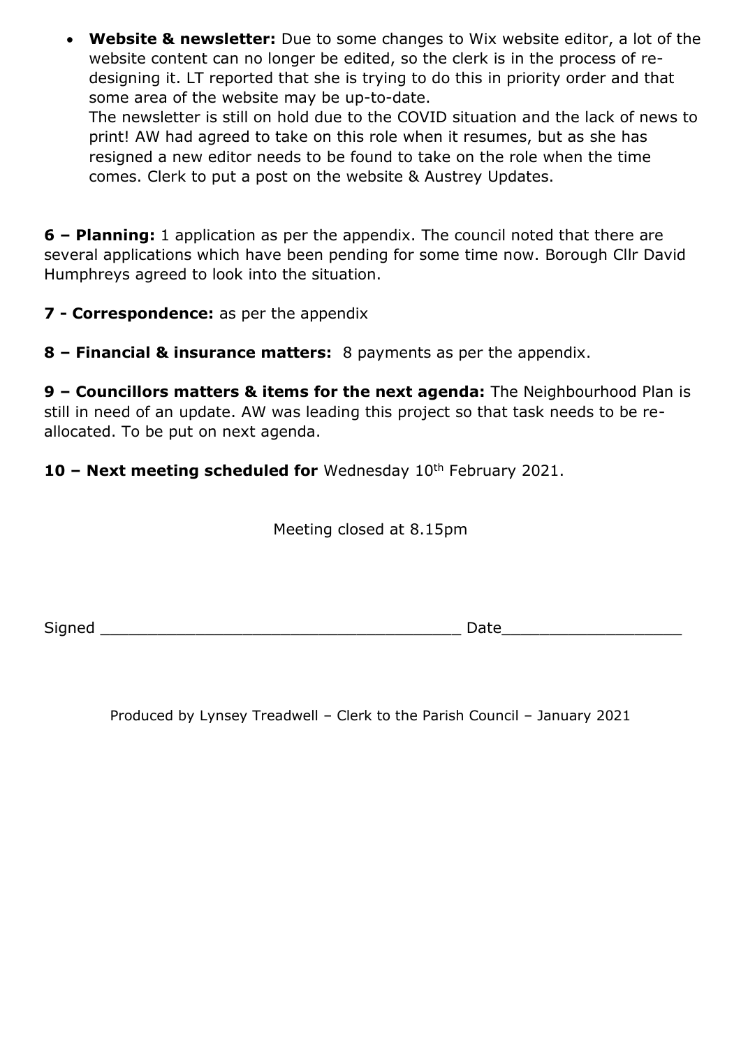- **Website & newsletter:** Due to some changes to Wix website editor, a lot of the website content can no longer be edited, so the clerk is in the process of re-designing it. LT reported that she is trying to do this in priority order and that some area of the website may be up-to-date.
  The newsletter is still on hold due to the COVID situation and the lack of news to print! AW had agreed to take on this role when it resumes, but as she has resigned a new editor needs to be found to take on the role when the time comes. Clerk to put a post on the website & Austrey Updates.

**6 – Planning:** 1 application as per the appendix. The council noted that there are several applications which have been pending for some time now. Borough Cllr David Humphreys agreed to look into the situation.

**7 - Correspondence:** as per the appendix

**8 – Financial & insurance matters:** 8 payments as per the appendix.

**9 – Councillors matters & items for the next agenda:** The Neighbourhood Plan is still in need of an update. AW was leading this project so that task needs to be re-allocated. To be put on next agenda.

**10 – Next meeting scheduled for** Wednesday 10th February 2021.

Meeting closed at 8.15pm

Signed ______________________________________ Date___________________

Produced by Lynsey Treadwell – Clerk to the Parish Council – January 2021